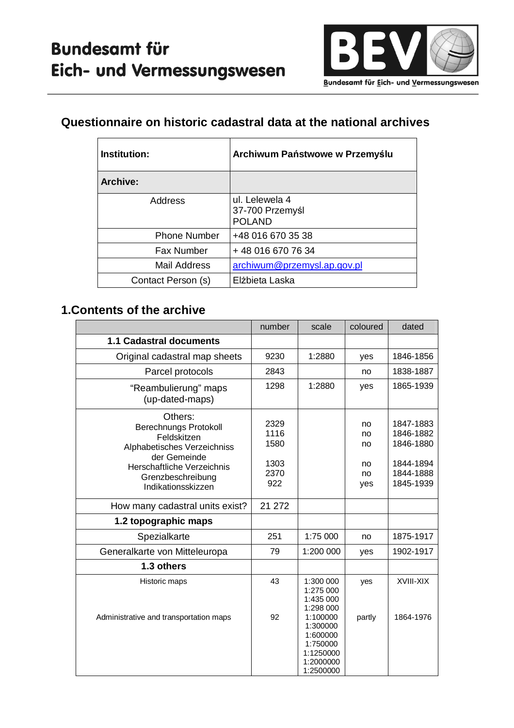# Bundesamt für Eich- und Vermessungswesen

BEV

Bundesamt für Eich- und Vermessungswesen

## Questionnaire on historic cadastral data at the national archives

| **Institution:** | **Archiwum Państwowe w Przemyślu** |
|---|---|
| **Archive:** | |
| Address | ul. Lelewela 4<br>37-700 Przemyśl<br>POLAND |
| Phone Number | +48 016 670 35 38 |
| Fax Number | + 48 016 670 76 34 |
| Mail Address | archiwum@przemysl.ap.gov.pl |
| Contact Person (s) | Elżbieta Laska |

## 1.Contents of the archive

| | number | scale | coloured | dated |
|---|---|---|---|---|
| **1.1 Cadastral documents** | | | | |
| Original cadastral map sheets | 9230 | 1:2880 | yes | 1846-1856 |
| Parcel protocols | 2843 | | no | 1838-1887 |
| "Reambulierung" maps (up-dated-maps) | 1298 | 1:2880 | yes | 1865-1939 |
| Others:<br>Berechnungs Protokoll<br>Feldskitzen<br>Alphabetisches Verzeichniss der Gemeinde<br>Herschaftliche Verzeichnis<br>Grenzbeschreibung<br>Indikationsskizzen | <br>2329<br>1116<br>1580<br>1303<br>2370<br>922 | | <br>no<br>no<br>no<br>no<br>no<br>yes | <br>1847-1883<br>1846-1882<br>1846-1880<br>1844-1894<br>1844-1888<br>1845-1939 |
| How many cadastral units exist? | 21 272 | | | |
| **1.2 topographic maps** | | | | |
| Spezialkarte | 251 | 1:75 000 | no | 1875-1917 |
| Generalkarte von Mitteleuropa | 79 | 1:200 000 | yes | 1902-1917 |
| **1.3 others** | | | | |
| Historic maps | 43 | 1:300 000<br>1:275 000<br>1:435 000<br>1:298 000 | yes | XVIII-XIX |
| Administrative and transportation maps | 92 | 1:100000<br>1:300000<br>1:600000<br>1:750000<br>1:1250000<br>1:2000000<br>1:2500000 | partly | 1864-1976 |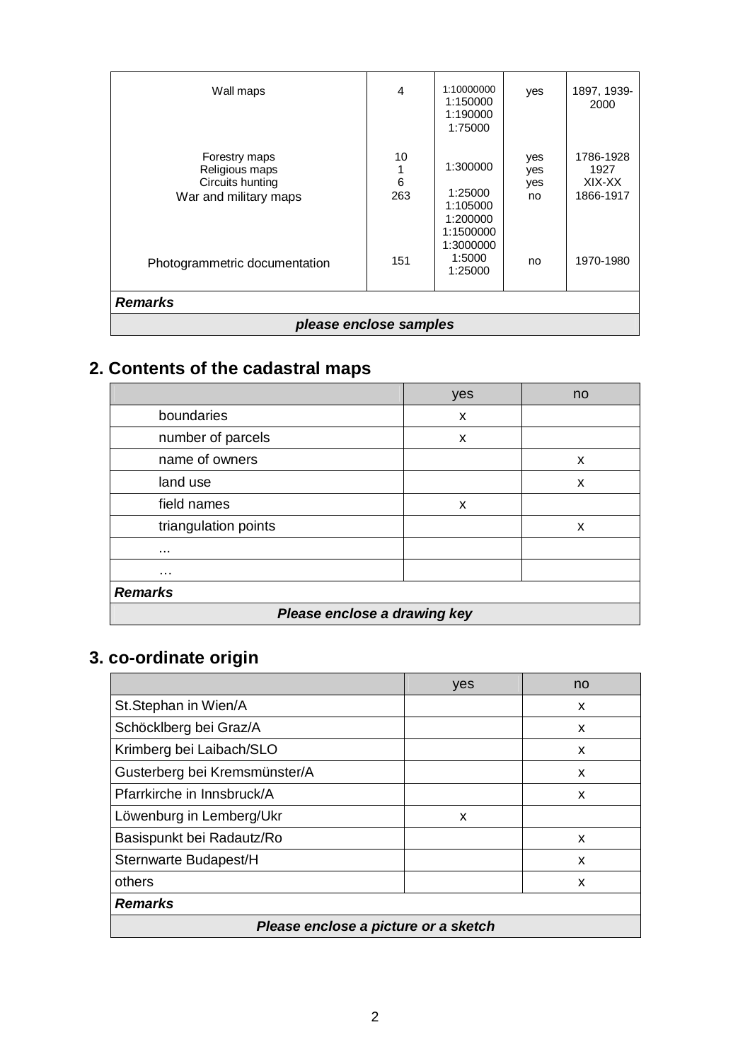| | | | | |
|---|---|---|---|---|
| Wall maps | 4 | 1:10000000<br>1:150000<br>1:190000<br>1:75000 | yes | 1897, 1939-2000 |
| Forestry maps<br>Religious maps<br>Circuits hunting<br>War and military maps | 10<br>1<br>6<br>263 | 1:300000<br><br>1:25000<br>1:105000<br>1:200000<br>1:1500000<br>1:3000000 | yes<br>yes<br>yes<br>no | 1786-1928<br>1927<br>XIX-XX<br>1866-1917 |
| Photogrammetric documentation | 151 | 1:5000<br>1:25000 | no | 1970-1980 |
| ***Remarks*** | | | | |
| ***please enclose samples*** | | | | |

## 2. Contents of the cadastral maps

| | yes | no |
|---|---|---|
| boundaries | x | |
| number of parcels | x | |
| name of owners | | x |
| land use | | x |
| field names | x | |
| triangulation points | | x |
| ... | | |
| ... | | |
| ***Remarks*** | | |
| ***Please enclose a drawing key*** | | |

## 3. co-ordinate origin

| | yes | no |
|---|---|---|
| St.Stephan in Wien/A | | x |
| Schöcklberg bei Graz/A | | x |
| Krimberg bei Laibach/SLO | | x |
| Gusterberg bei Kremsmünster/A | | x |
| Pfarrkirche in Innsbruck/A | | x |
| Löwenburg in Lemberg/Ukr | x | |
| Basispunkt bei Radautz/Ro | | x |
| Sternwarte Budapest/H | | x |
| others | | x |
| ***Remarks*** | | |
| ***Please enclose a picture or a sketch*** | | |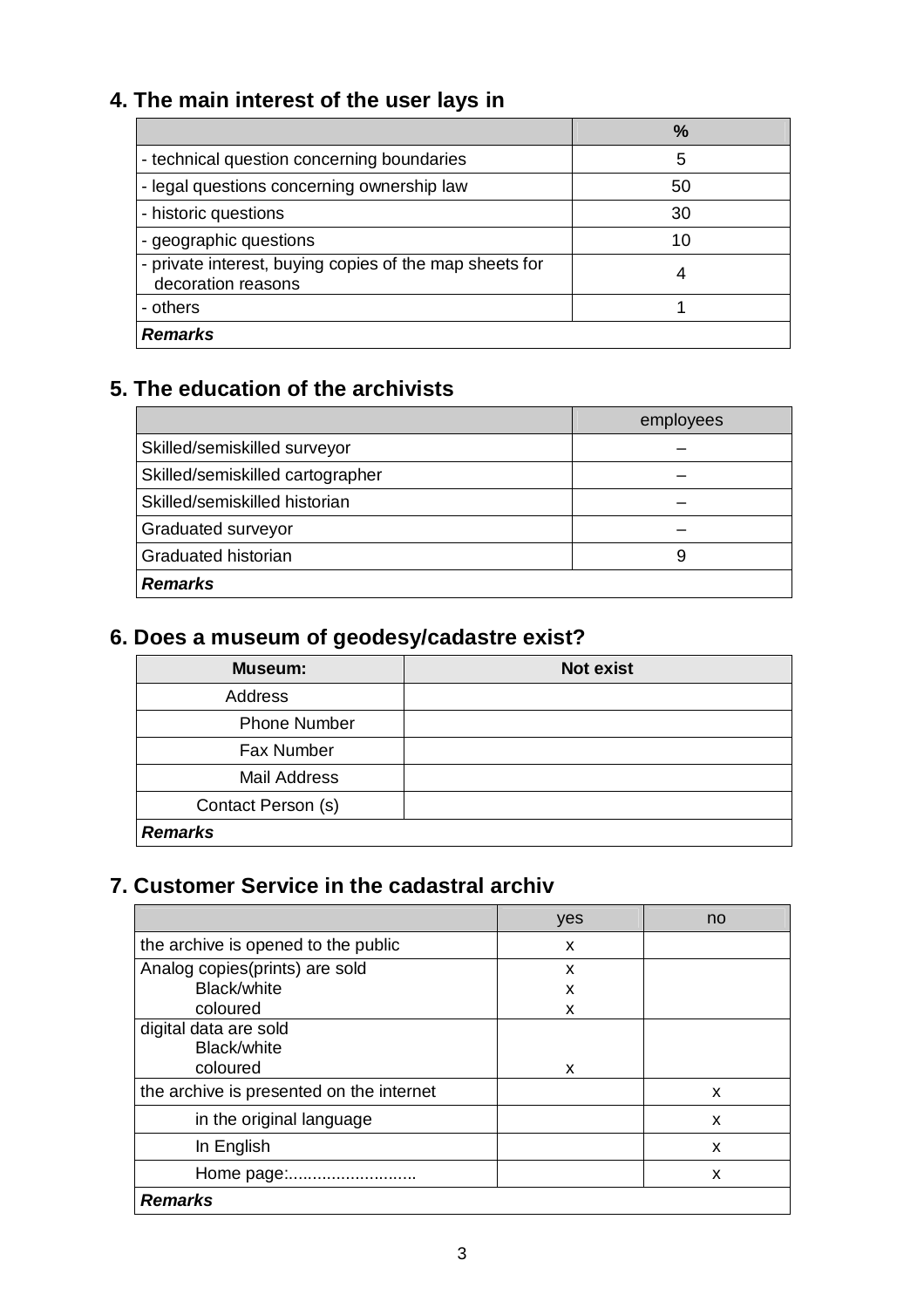## 4. The main interest of the user lays in

| | % |
|---|---|
| - technical question concerning boundaries | 5 |
| - legal questions concerning ownership law | 50 |
| - historic questions | 30 |
| - geographic questions | 10 |
| - private interest, buying copies of the map sheets for decoration reasons | 4 |
| - others | 1 |
| ***Remarks*** | |

## 5. The education of the archivists

| | employees |
|---|---|
| Skilled/semiskilled surveyor | – |
| Skilled/semiskilled cartographer | – |
| Skilled/semiskilled historian | – |
| Graduated surveyor | – |
| Graduated historian | 9 |
| ***Remarks*** | |

## 6. Does a museum of geodesy/cadastre exist?

| Museum: | Not exist |
|---|---|
| Address | |
| Phone Number | |
| Fax Number | |
| Mail Address | |
| Contact Person (s) | |
| ***Remarks*** | |

## 7. Customer Service in the cadastral archiv

| | yes | no |
|---|---|---|
| the archive is opened to the public | x | |
| Analog copies(prints) are sold<br>Black/white<br>coloured | x<br>x<br>x | |
| digital data are sold<br>Black/white<br>coloured | <br><br>x | |
| the archive is presented on the internet | | x |
| in the original language | | x |
| In English | | x |
| Home page:.......................... | | x |
| ***Remarks*** | | |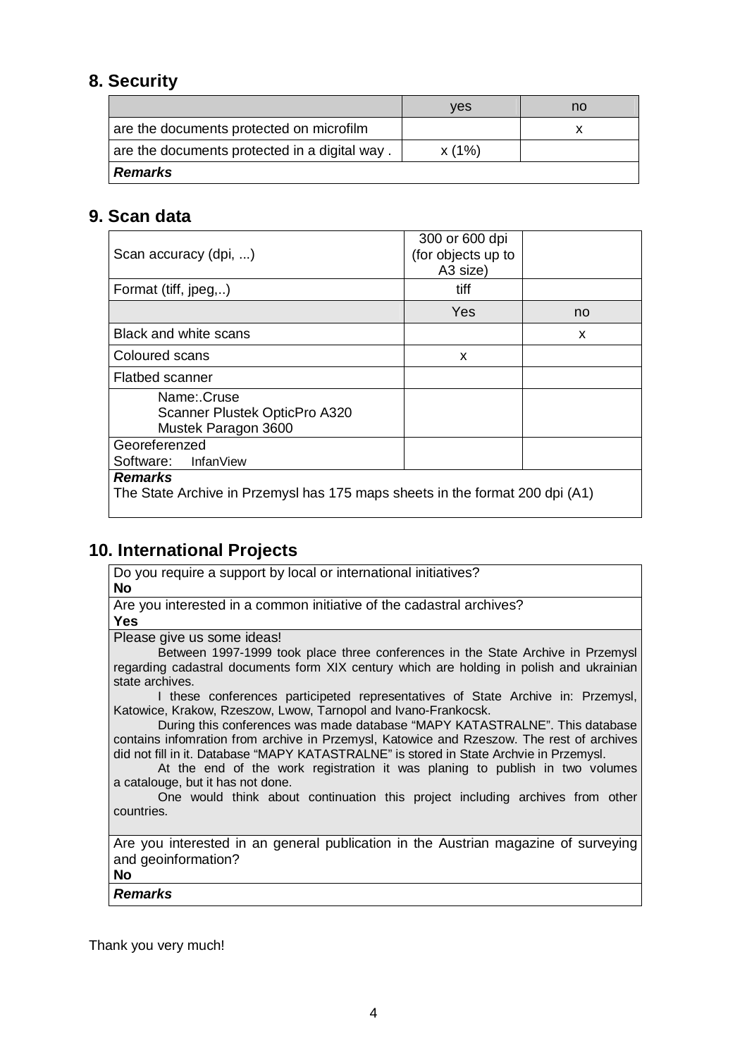## 8. Security

| | yes | no |
|---|---|---|
| are the documents protected on microfilm | | x |
| are the documents protected in a digital way . | x (1%) | |
| ***Remarks*** | | |

## 9. Scan data

| | | |
|---|---|---|
| Scan accuracy (dpi, ...) | 300 or 600 dpi (for objects up to A3 size) | |
| Format (tiff, jpeg,..) | tiff | |
| | Yes | no |
| Black and white scans | | x |
| Coloured scans | x | |
| Flatbed scanner | | |
| Name:.Cruse<br>Scanner Plustek OpticPro A320<br>Mustek Paragon 3600 | | |
| Georeferenzed<br>Software: InfanView | | |
| ***Remarks***<br>The State Archive in Przemysl has 175 maps sheets in the format 200 dpi (A1) | | |

## 10. International Projects

Do you require a support by local or international initiatives?
**No**

Are you interested in a common initiative of the cadastral archives?
**Yes**

Please give us some ideas!

Between 1997-1999 took place three conferences in the State Archive in Przemysl regarding cadastral documents form XIX century which are holding in polish and ukrainian state archives.

I these conferences participeted representatives of State Archive in: Przemysl, Katowice, Krakow, Rzeszow, Lwow, Tarnopol and Ivano-Frankocsk.

During this conferences was made database "MAPY KATASTRALNE". This database contains infomration from archive in Przemysl, Katowice and Rzeszow. The rest of archives did not fill in it. Database "MAPY KATASTRALNE" is stored in State Archvie in Przemysl.

At the end of the work registration it was planing to publish in two volumes a catalouge, but it has not done.

One would think about continuation this project including archives from other countries.

Are you interested in an general publication in the Austrian magazine of surveying and geoinformation?
**No**

***Remarks***

Thank you very much!